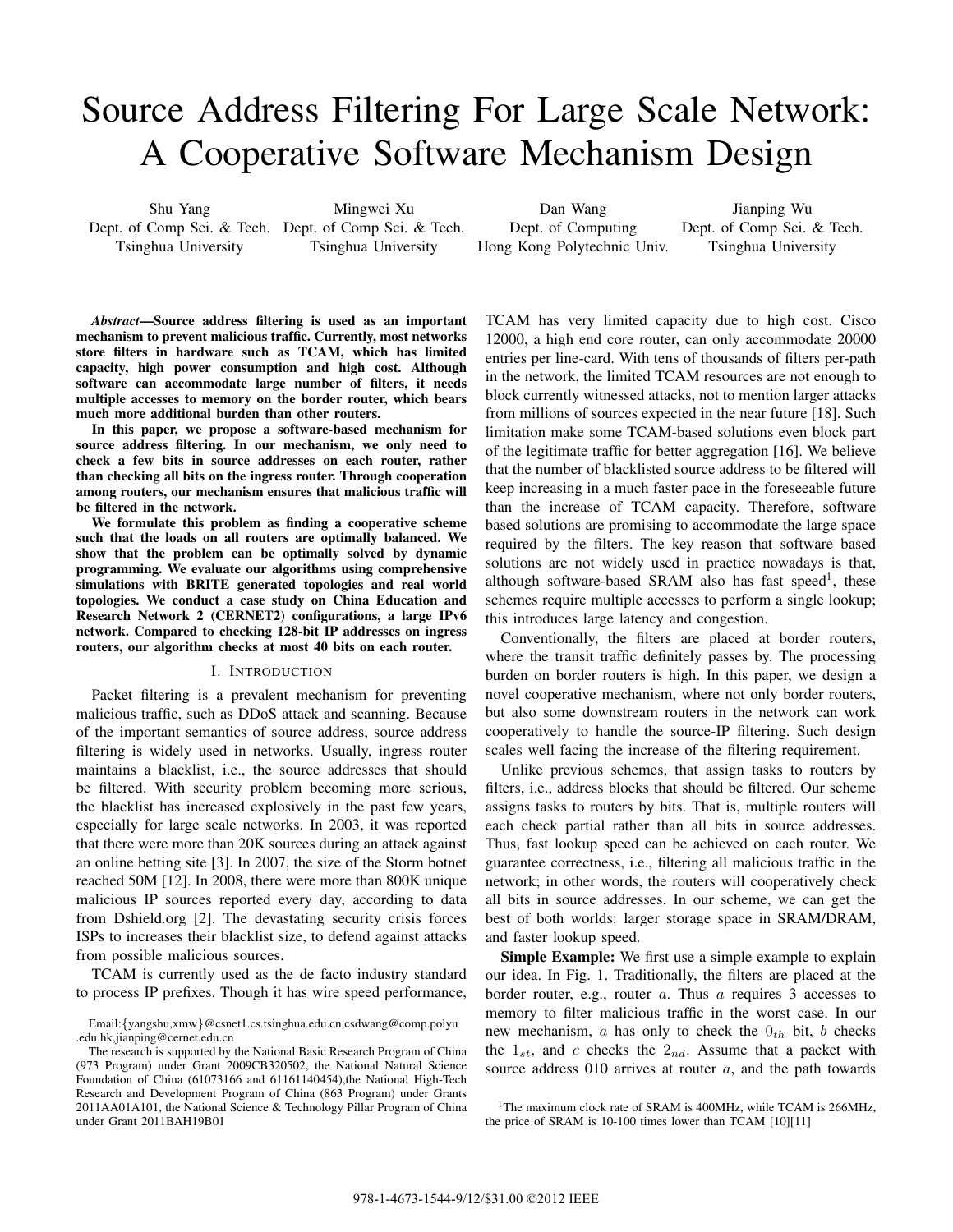# Source Address Filtering For Large Scale Network: A Cooperative Software Mechanism Design

Shu Yang
Dept. of Comp Sci. & Tech.
Tsinghua University

Mingwei Xu
Dept. of Comp Sci. & Tech.
Tsinghua University

Dan Wang
Dept. of Computing
Hong Kong Polytechnic Univ.

Jianping Wu
Dept. of Comp Sci. & Tech.
Tsinghua University

***Abstract*—Source address filtering is used as an important mechanism to prevent malicious traffic. Currently, most networks store filters in hardware such as TCAM, which has limited capacity, high power consumption and high cost. Although software can accommodate large number of filters, it needs multiple accesses to memory on the border router, which bears much more additional burden than other routers.**

**In this paper, we propose a software-based mechanism for source address filtering. In our mechanism, we only need to check a few bits in source addresses on each router, rather than checking all bits on the ingress router. Through cooperation among routers, our mechanism ensures that malicious traffic will be filtered in the network.**

**We formulate this problem as finding a cooperative scheme such that the loads on all routers are optimally balanced. We show that the problem can be optimally solved by dynamic programming. We evaluate our algorithms using comprehensive simulations with BRITE generated topologies and real world topologies. We conduct a case study on China Education and Research Network 2 (CERNET2) configurations, a large IPv6 network. Compared to checking 128-bit IP addresses on ingress routers, our algorithm checks at most 40 bits on each router.**

## I. Introduction

Packet filtering is a prevalent mechanism for preventing malicious traffic, such as DDoS attack and scanning. Because of the important semantics of source address, source address filtering is widely used in networks. Usually, ingress router maintains a blacklist, i.e., the source addresses that should be filtered. With security problem becoming more serious, the blacklist has increased explosively in the past few years, especially for large scale networks. In 2003, it was reported that there were more than 20K sources during an attack against an online betting site [3]. In 2007, the size of the Storm botnet reached 50M [12]. In 2008, there were more than 800K unique malicious IP sources reported every day, according to data from Dshield.org [2]. The devastating security crisis forces ISPs to increases their blacklist size, to defend against attacks from possible malicious sources.

TCAM is currently used as the de facto industry standard to process IP prefixes. Though it has wire speed performance, TCAM has very limited capacity due to high cost. Cisco 12000, a high end core router, can only accommodate 20000 entries per line-card. With tens of thousands of filters per-path in the network, the limited TCAM resources are not enough to block currently witnessed attacks, not to mention larger attacks from millions of sources expected in the near future [18]. Such limitation make some TCAM-based solutions even block part of the legitimate traffic for better aggregation [16]. We believe that the number of blacklisted source address to be filtered will keep increasing in a much faster pace in the foreseeable future than the increase of TCAM capacity. Therefore, software based solutions are promising to accommodate the large space required by the filters. The key reason that software based solutions are not widely used in practice nowadays is that, although software-based SRAM also has fast speed[1], these schemes require multiple accesses to perform a single lookup; this introduces large latency and congestion.

Conventionally, the filters are placed at border routers, where the transit traffic definitely passes by. The processing burden on border routers is high. In this paper, we design a novel cooperative mechanism, where not only border routers, but also some downstream routers in the network can work cooperatively to handle the source-IP filtering. Such design scales well facing the increase of the filtering requirement.

Unlike previous schemes, that assign tasks to routers by filters, i.e., address blocks that should be filtered. Our scheme assigns tasks to routers by bits. That is, multiple routers will each check partial rather than all bits in source addresses. Thus, fast lookup speed can be achieved on each router. We guarantee correctness, i.e., filtering all malicious traffic in the network; in other words, the routers will cooperatively check all bits in source addresses. In our scheme, we can get the best of both worlds: larger storage space in SRAM/DRAM, and faster lookup speed.

**Simple Example:** We first use a simple example to explain our idea. In Fig. 1. Traditionally, the filters are placed at the border router, e.g., router $a$. Thus $a$ requires 3 accesses to memory to filter malicious traffic in the worst case. In our new mechanism, $a$ has only to check the $0_{th}$ bit, $b$ checks the $1_{st}$, and $c$ checks the $2_{nd}$. Assume that a packet with source address 010 arrives at router $a$, and the path towards

Email:{yangshu,xmw}@csnet1.cs.tsinghua.edu.cn,csdwang@comp.polyu.edu.hk,jianping@cernet.edu.cn

The research is supported by the National Basic Research Program of China (973 Program) under Grant 2009CB320502, the National Natural Science Foundation of China (61073166 and 61161140454),the National High-Tech Research and Development Program of China (863 Program) under Grants 2011AA01A101, the National Science & Technology Pillar Program of China under Grant 2011BAH19B01

[1] The maximum clock rate of SRAM is 400MHz, while TCAM is 266MHz, the price of SRAM is 10-100 times lower than TCAM [10][11]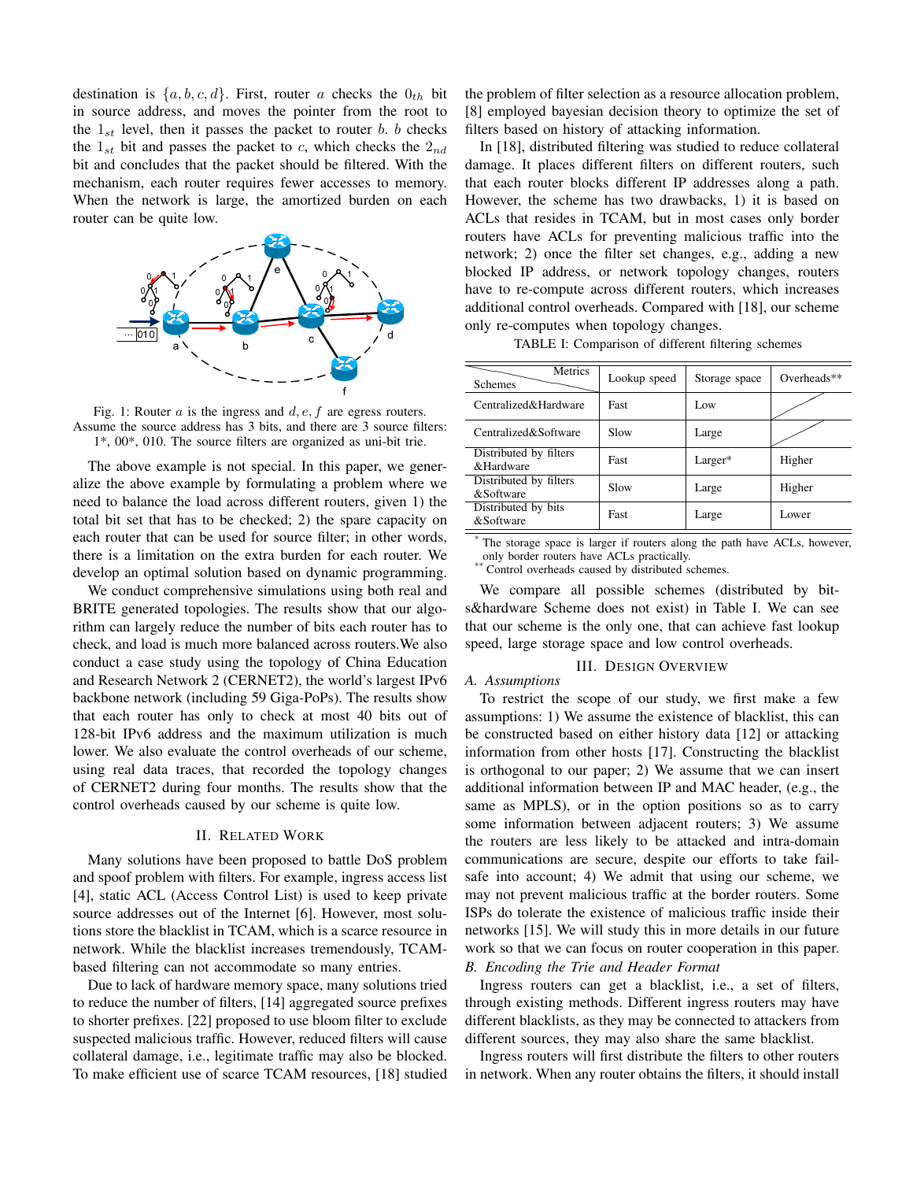destination is $\{a, b, c, d\}$. First, router $a$ checks the $0_{th}$ bit in source address, and moves the pointer from the root to the $1_{st}$ level, then it passes the packet to router $b$. $b$ checks the $1_{st}$ bit and passes the packet to $c$, which checks the $2_{nd}$ bit and concludes that the packet should be filtered. With the mechanism, each router requires fewer accesses to memory. When the network is large, the amortized burden on each router can be quite low.

Fig. 1: Router $a$ is the ingress and $d, e, f$ are egress routers. Assume the source address has 3 bits, and there are 3 source filters: 1*, 00*, 010. The source filters are organized as uni-bit trie.

The above example is not special. In this paper, we generalize the above example by formulating a problem where we need to balance the load across different routers, given 1) the total bit set that has to be checked; 2) the spare capacity on each router that can be used for source filter; in other words, there is a limitation on the extra burden for each router. We develop an optimal solution based on dynamic programming.

We conduct comprehensive simulations using both real and BRITE generated topologies. The results show that our algorithm can largely reduce the number of bits each router has to check, and load is much more balanced across routers.We also conduct a case study using the topology of China Education and Research Network 2 (CERNET2), the world's largest IPv6 backbone network (including 59 Giga-PoPs). The results show that each router has only to check at most 40 bits out of 128-bit IPv6 address and the maximum utilization is much lower. We also evaluate the control overheads of our scheme, using real data traces, that recorded the topology changes of CERNET2 during four months. The results show that the control overheads caused by our scheme is quite low.

## II. Related Work

Many solutions have been proposed to battle DoS problem and spoof problem with filters. For example, ingress access list [4], static ACL (Access Control List) is used to keep private source addresses out of the Internet [6]. However, most solutions store the blacklist in TCAM, which is a scarce resource in network. While the blacklist increases tremendously, TCAM-based filtering can not accommodate so many entries.

Due to lack of hardware memory space, many solutions tried to reduce the number of filters, [14] aggregated source prefixes to shorter prefixes. [22] proposed to use bloom filter to exclude suspected malicious traffic. However, reduced filters will cause collateral damage, i.e., legitimate traffic may also be blocked. To make efficient use of scarce TCAM resources, [18] studied the problem of filter selection as a resource allocation problem, [8] employed bayesian decision theory to optimize the set of filters based on history of attacking information.

In [18], distributed filtering was studied to reduce collateral damage. It places different filters on different routers, such that each router blocks different IP addresses along a path. However, the scheme has two drawbacks, 1) it is based on ACLs that resides in TCAM, but in most cases only border routers have ACLs for preventing malicious traffic into the network; 2) once the filter set changes, e.g., adding a new blocked IP address, or network topology changes, routers have to re-compute across different routers, which increases additional control overheads. Compared with [18], our scheme only re-computes when topology changes.

TABLE I: Comparison of different filtering schemes

| Schemes \ Metrics | Lookup speed | Storage space | Overheads** |
|---|---|---|---|
| Centralized&Hardware | Fast | Low | / |
| Centralized&Software | Slow | Large | / |
| Distributed by filters &Hardware | Fast | Larger* | Higher |
| Distributed by filters &Software | Slow | Large | Higher |
| Distributed by bits &Software | Fast | Large | Lower |

\* The storage space is larger if routers along the path have ACLs, however, only border routers have ACLs practically.
\*\* Control overheads caused by distributed schemes.

We compare all possible schemes (distributed by bits&hardware Scheme does not exist) in Table I. We can see that our scheme is the only one, that can achieve fast lookup speed, large storage space and low control overheads.

## III. Design Overview

### A. Assumptions

To restrict the scope of our study, we first make a few assumptions: 1) We assume the existence of blacklist, this can be constructed based on either history data [12] or attacking information from other hosts [17]. Constructing the blacklist is orthogonal to our paper; 2) We assume that we can insert additional information between IP and MAC header, (e.g., the same as MPLS), or in the option positions so as to carry some information between adjacent routers; 3) We assume the routers are less likely to be attacked and intra-domain communications are secure, despite our efforts to take fail-safe into account; 4) We admit that using our scheme, we may not prevent malicious traffic at the border routers. Some ISPs do tolerate the existence of malicious traffic inside their networks [15]. We will study this in more details in our future work so that we can focus on router cooperation in this paper.

### B. Encoding the Trie and Header Format

Ingress routers can get a blacklist, i.e., a set of filters, through existing methods. Different ingress routers may have different blacklists, as they may be connected to attackers from different sources, they may also share the same blacklist.

Ingress routers will first distribute the filters to other routers in network. When any router obtains the filters, it should install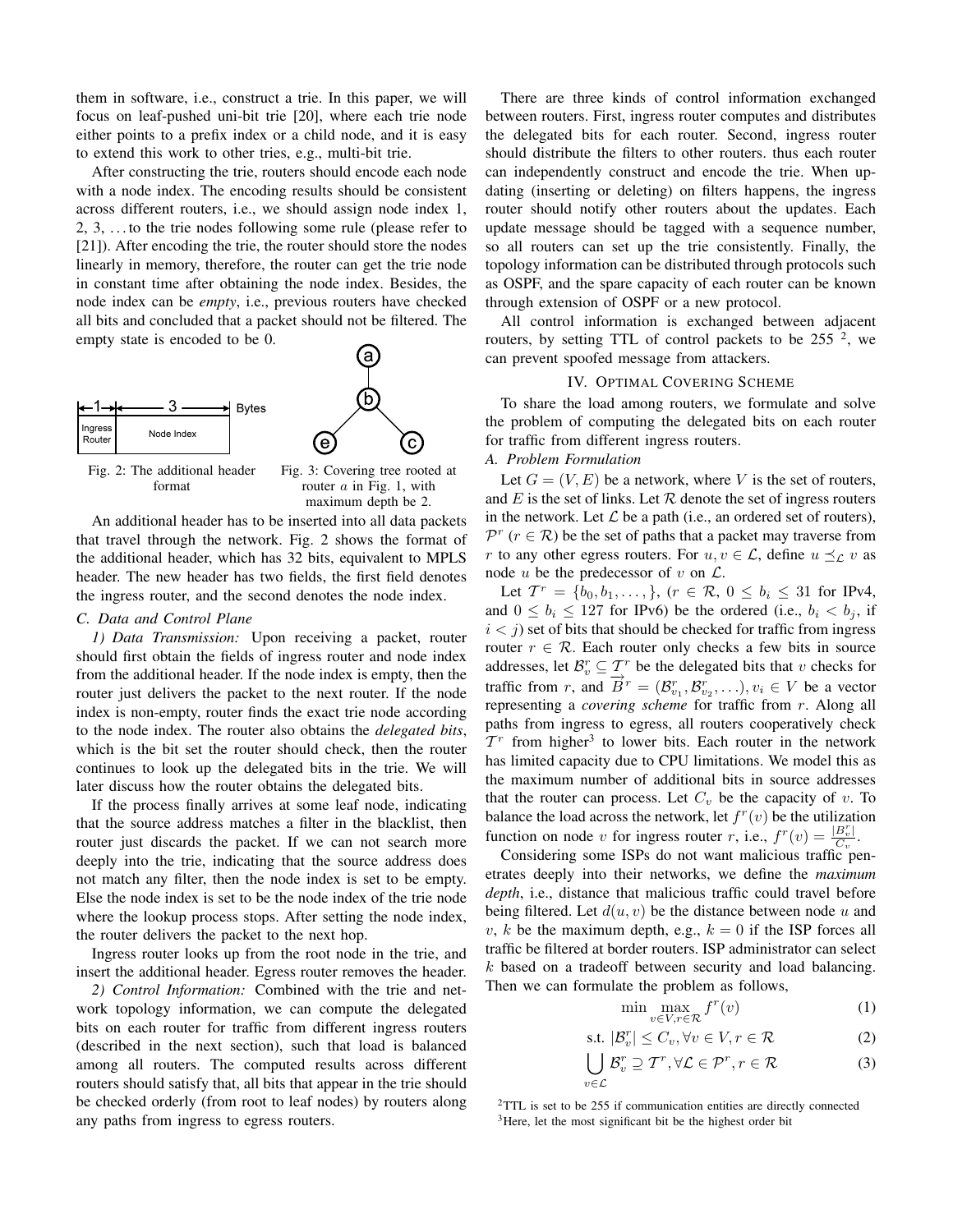them in software, i.e., construct a trie. In this paper, we will focus on leaf-pushed uni-bit trie [20], where each trie node either points to a prefix index or a child node, and it is easy to extend this work to other tries, e.g., multi-bit trie.

After constructing the trie, routers should encode each node with a node index. The encoding results should be consistent across different routers, i.e., we should assign node index 1, 2, 3, ... to the trie nodes following some rule (please refer to [21]). After encoding the trie, the router should store the nodes linearly in memory, therefore, the router can get the trie node in constant time after obtaining the node index. Besides, the node index can be *empty*, i.e., previous routers have checked all bits and concluded that a packet should not be filtered. The empty state is encoded to be 0.

1 3 Bytes
Ingress Router
Node Index

Fig. 2: The additional header format

a
b
e
c

Fig. 3: Covering tree rooted at router $a$ in Fig. 1, with maximum depth be 2.

An additional header has to be inserted into all data packets that travel through the network. Fig. 2 shows the format of the additional header, which has 32 bits, equivalent to MPLS header. The new header has two fields, the first field denotes the ingress router, and the second denotes the node index.

### C. Data and Control Plane

*1) Data Transmission:* Upon receiving a packet, router should first obtain the fields of ingress router and node index from the additional header. If the node index is empty, then the router just delivers the packet to the next router. If the node index is non-empty, router finds the exact trie node according to the node index. The router also obtains the *delegated bits*, which is the bit set the router should check, then the router continues to look up the delegated bits in the trie. We will later discuss how the router obtains the delegated bits.

If the process finally arrives at some leaf node, indicating that the source address matches a filter in the blacklist, then router just discards the packet. If we can not search more deeply into the trie, indicating that the source address does not match any filter, then the node index is set to be empty. Else the node index is set to be the node index of the trie node where the lookup process stops. After setting the node index, the router delivers the packet to the next hop.

Ingress router looks up from the root node in the trie, and insert the additional header. Egress router removes the header.

*2) Control Information:* Combined with the trie and network topology information, we can compute the delegated bits on each router for traffic from different ingress routers (described in the next section), such that load is balanced among all routers. The computed results across different routers should satisfy that, all bits that appear in the trie should be checked orderly (from root to leaf nodes) by routers along any paths from ingress to egress routers.

There are three kinds of control information exchanged between routers. First, ingress router computes and distributes the delegated bits for each router. Second, ingress router should distribute the filters to other routers. thus each router can independently construct and encode the trie. When updating (inserting or deleting) on filters happens, the ingress router should notify other routers about the updates. Each update message should be tagged with a sequence number, so all routers can set up the trie consistently. Finally, the topology information can be distributed through protocols such as OSPF, and the spare capacity of each router can be known through extension of OSPF or a new protocol.

All control information is exchanged between adjacent routers, by setting TTL of control packets to be 255 [2], we can prevent spoofed message from attackers.

## IV. Optimal Covering Scheme

To share the load among routers, we formulate and solve the problem of computing the delegated bits on each router for traffic from different ingress routers.

### A. Problem Formulation

Let $G = (V, E)$ be a network, where $V$ is the set of routers, and $E$ is the set of links. Let $\mathcal{R}$ denote the set of ingress routers in the network. Let $\mathcal{L}$ be a path (i.e., an ordered set of routers), $\mathcal{P}^r$ ($r \in \mathcal{R}$) be the set of paths that a packet may traverse from $r$ to any other egress routers. For $u, v \in \mathcal{L}$, define $u \preceq_{\mathcal{L}} v$ as node $u$ be the predecessor of $v$ on $\mathcal{L}$.

Let $\mathcal{T}^r = \{b_0, b_1, \ldots,\}$, ($r \in \mathcal{R}$, $0 \le b_i \le 31$ for IPv4, and $0 \le b_i \le 127$ for IPv6) be the ordered (i.e., $b_i < b_j$, if $i < j$) set of bits that should be checked for traffic from ingress router $r \in \mathcal{R}$. Each router only checks a few bits in source addresses, let $\mathcal{B}_v^r \subseteq \mathcal{T}^r$ be the delegated bits that $v$ checks for traffic from $r$, and $\overrightarrow{B}^r = (\mathcal{B}_{v_1}^r, \mathcal{B}_{v_2}^r, \ldots), v_i \in V$ be a vector representing a *covering scheme* for traffic from $r$. Along all paths from ingress to egress, all routers cooperatively check $\mathcal{T}^r$ from higher[3] to lower bits. Each router in the network has limited capacity due to CPU limitations. We model this as the maximum number of additional bits in source addresses that the router can process. Let $C_v$ be the capacity of $v$. To balance the load across the network, let $f^r(v)$ be the utilization function on node $v$ for ingress router $r$, i.e., $f^r(v) = \frac{|B_v^r|}{C_v}$.

Considering some ISPs do not want malicious traffic penetrates deeply into their networks, we define the *maximum depth*, i.e., distance that malicious traffic could travel before being filtered. Let $d(u, v)$ be the distance between node $u$ and $v$, $k$ be the maximum depth, e.g., $k = 0$ if the ISP forces all traffic be filtered at border routers. ISP administrator can select $k$ based on a tradeoff between security and load balancing. Then we can formulate the problem as follows,

$$\min \max_{v \in V, r \in \mathcal{R}} f^r(v) \tag{1}$$

$$\text{s.t. } |\mathcal{B}_v^r| \le C_v, \forall v \in V, r \in \mathcal{R} \tag{2}$$

$$\bigcup_{v \in \mathcal{L}} \mathcal{B}_v^r \supseteq \mathcal{T}^r, \forall \mathcal{L} \in \mathcal{P}^r, r \in \mathcal{R} \tag{3}$$

[2]TTL is set to be 255 if communication entities are directly connected

[3]Here, let the most significant bit be the highest order bit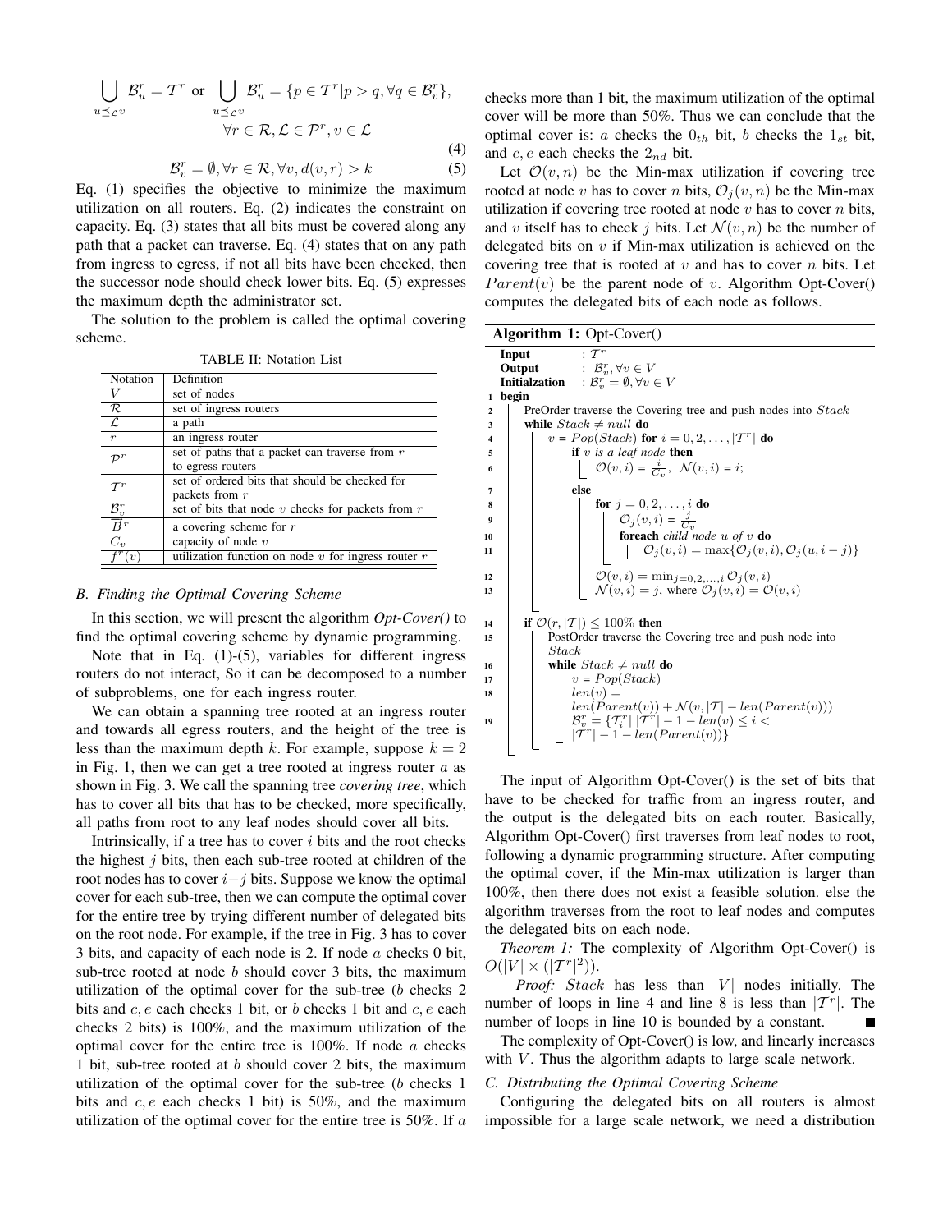$$\bigcup_{u \preceq_{\mathcal{L}} v} \mathcal{B}_u^r = \mathcal{T}^r \text{ or } \bigcup_{u \preceq_{\mathcal{L}} v} \mathcal{B}_u^r = \{p \in \mathcal{T}^r | p > q, \forall q \in \mathcal{B}_v^r\},$$
$$\forall r \in \mathcal{R}, \mathcal{L} \in \mathcal{P}^r, v \in \mathcal{L} \tag{4}$$

$$\mathcal{B}_v^r = \emptyset, \forall r \in \mathcal{R}, \forall v, d(v,r) > k \tag{5}$$

Eq. (1) specifies the objective to minimize the maximum utilization on all routers. Eq. (2) indicates the constraint on capacity. Eq. (3) states that all bits must be covered along any path that a packet can traverse. Eq. (4) states that on any path from ingress to egress, if not all bits have been checked, then the successor node should check lower bits. Eq. (5) expresses the maximum depth the administrator set.

The solution to the problem is called the optimal covering scheme.

TABLE II: Notation List

| Notation | Definition |
|---|---|
| $V$ | set of nodes |
| $\mathcal{R}$ | set of ingress routers |
| $\mathcal{L}$ | a path |
| $r$ | an ingress router |
| $\mathcal{P}^r$ | set of paths that a packet can traverse from $r$ to egress routers |
| $\mathcal{T}^r$ | set of ordered bits that should be checked for packets from $r$ |
| $\mathcal{B}_v^r$ | set of bits that node $v$ checks for packets from $r$ |
| $\overline{B}^r$ | a covering scheme for $r$ |
| $C_v$ | capacity of node $v$ |
| $f^r(v)$ | utilization function on node $v$ for ingress router $r$ |

### B. Finding the Optimal Covering Scheme

In this section, we will present the algorithm *Opt-Cover()* to find the optimal covering scheme by dynamic programming.

Note that in Eq. (1)-(5), variables for different ingress routers do not interact, So it can be decomposed to a number of subproblems, one for each ingress router.

We can obtain a spanning tree rooted at an ingress router and towards all egress routers, and the height of the tree is less than the maximum depth $k$. For example, suppose $k = 2$ in Fig. 1, then we can get a tree rooted at ingress router $a$ as shown in Fig. 3. We call the spanning tree *covering tree*, which has to cover all bits that has to be checked, more specifically, all paths from root to any leaf nodes should cover all bits.

Intrinsically, if a tree has to cover $i$ bits and the root checks the highest $j$ bits, then each sub-tree rooted at children of the root nodes has to cover $i-j$ bits. Suppose we know the optimal cover for each sub-tree, then we can compute the optimal cover for the entire tree by trying different number of delegated bits on the root node. For example, if the tree in Fig. 3 has to cover 3 bits, and capacity of each node is 2. If node $a$ checks 0 bit, sub-tree rooted at node $b$ should cover 3 bits, the maximum utilization of the optimal cover for the sub-tree ($b$ checks 2 bits and $c, e$ each checks 1 bit, or $b$ checks 1 bit and $c, e$ each checks 2 bits) is 100%, and the maximum utilization of the optimal cover for the entire tree is 100%. If node $a$ checks 1 bit, sub-tree rooted at $b$ should cover 2 bits, the maximum utilization of the optimal cover for the sub-tree ($b$ checks 1 bits and $c, e$ each checks 1 bit) is 50%, and the maximum utilization of the optimal cover for the entire tree is 50%. If $a$ checks more than 1 bit, the maximum utilization of the optimal cover will be more than 50%. Thus we can conclude that the optimal cover is: $a$ checks the $0_{th}$ bit, $b$ checks the $1_{st}$ bit, and $c, e$ each checks the $2_{nd}$ bit.

Let $\mathcal{O}(v, n)$ be the Min-max utilization if covering tree rooted at node $v$ has to cover $n$ bits, $\mathcal{O}_j(v, n)$ be the Min-max utilization if covering tree rooted at node $v$ has to cover $n$ bits, and $v$ itself has to check $j$ bits. Let $\mathcal{N}(v, n)$ be the number of delegated bits on $v$ if Min-max utilization is achieved on the covering tree that is rooted at $v$ and has to cover $n$ bits. Let $Parent(v)$ be the parent node of $v$. Algorithm Opt-Cover() computes the delegated bits of each node as follows.

**Algorithm 1:** Opt-Cover()

```
Input        : T^r
Output       : B_v^r, ∀v ∈ V
Initialzation : B_v^r = ∅, ∀v ∈ V
1  begin
2    PreOrder traverse the Covering tree and push nodes into Stack
3    while Stack ≠ null do
4      v = Pop(Stack) for i = 0, 2, ..., |T^r| do
5        if v is a leaf node then
6          O(v, i) = i / C_v,  N(v, i) = i;
7        else
8          for j = 0, 2, ..., i do
9            O_j(v, i) = j / C_v
10           foreach child node u of v do
11             O_j(v, i) = max{O_j(v, i), O_j(u, i − j)}
12         O(v, i) = min_{j=0,2,...,i} O_j(v, i)
13         N(v, i) = j, where O_j(v, i) = O(v, i)
14   if O(r, |T|) ≤ 100% then
15     PostOrder traverse the Covering tree and push node into Stack
16     while Stack ≠ null do
17       v = Pop(Stack)
18       len(v) = len(Parent(v)) + N(v, |T| − len(Parent(v)))
19       B_v^r = {T_i^r | |T^r| − 1 − len(v) ≤ i < |T^r| − 1 − len(Parent(v))}
```

The input of Algorithm Opt-Cover() is the set of bits that have to be checked for traffic from an ingress router, and the output is the delegated bits on each router. Basically, Algorithm Opt-Cover() first traverses from leaf nodes to root, following a dynamic programming structure. After computing the optimal cover, if the Min-max utilization is larger than 100%, then there does not exist a feasible solution. else the algorithm traverses from the root to leaf nodes and computes the delegated bits on each node.

*Theorem 1:* The complexity of Algorithm Opt-Cover() is $O(|V| \times (|\mathcal{T}^r|^2))$.

*Proof:* $Stack$ has less than $|V|$ nodes initially. The number of loops in line 4 and line 8 is less than $|\mathcal{T}^r|$. The number of loops in line 10 is bounded by a constant. ∎

The complexity of Opt-Cover() is low, and linearly increases with $V$. Thus the algorithm adapts to large scale network.

### C. Distributing the Optimal Covering Scheme

Configuring the delegated bits on all routers is almost impossible for a large scale network, we need a distribution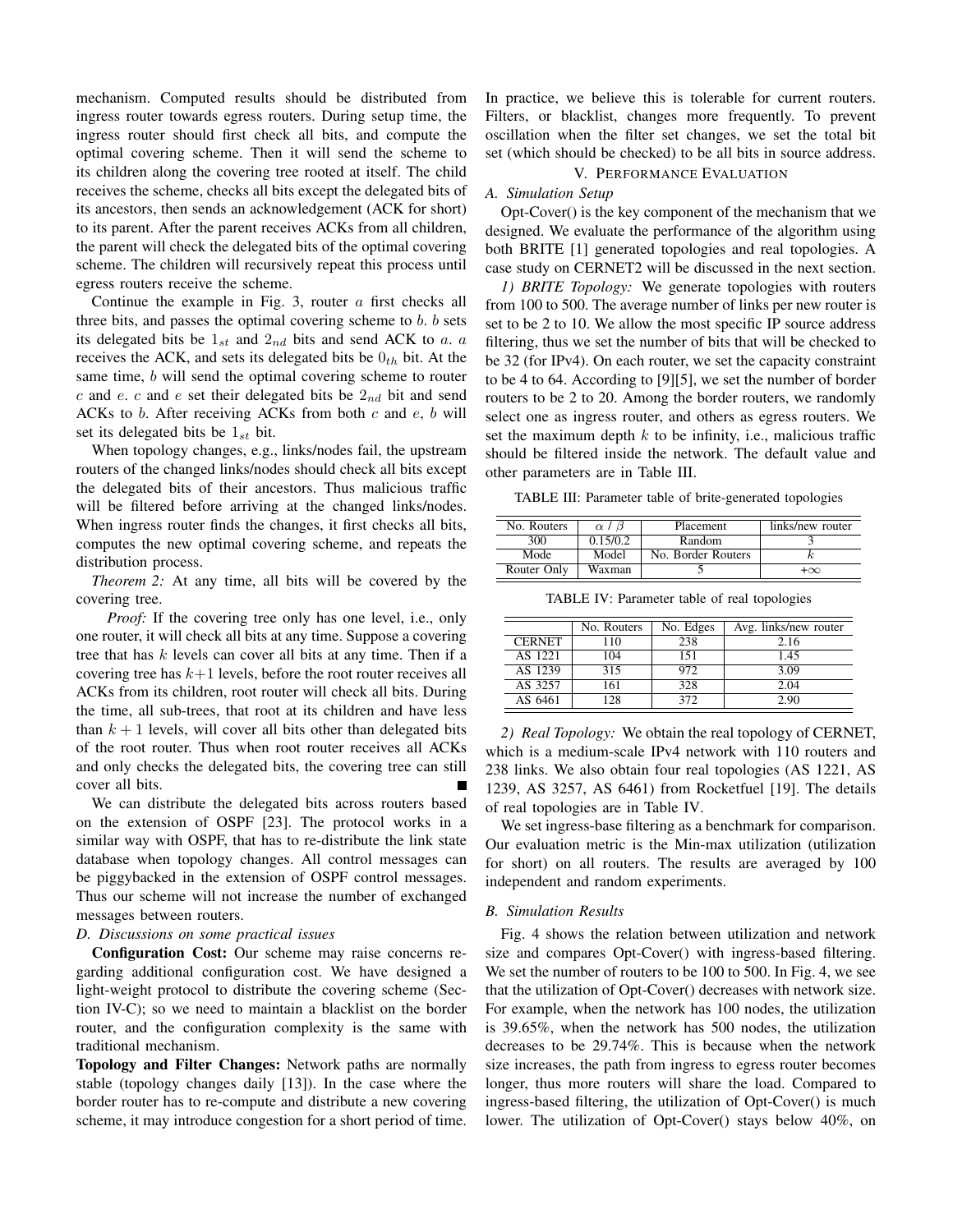mechanism. Computed results should be distributed from ingress router towards egress routers. During setup time, the ingress router should first check all bits, and compute the optimal covering scheme. Then it will send the scheme to its children along the covering tree rooted at itself. The child receives the scheme, checks all bits except the delegated bits of its ancestors, then sends an acknowledgement (ACK for short) to its parent. After the parent receives ACKs from all children, the parent will check the delegated bits of the optimal covering scheme. The children will recursively repeat this process until egress routers receive the scheme.

Continue the example in Fig. 3, router $a$ first checks all three bits, and passes the optimal covering scheme to $b$. $b$ sets its delegated bits be $1_{st}$ and $2_{nd}$ bits and send ACK to $a$. $a$ receives the ACK, and sets its delegated bits be $0_{th}$ bit. At the same time, $b$ will send the optimal covering scheme to router $c$ and $e$. $c$ and $e$ set their delegated bits be $2_{nd}$ bit and send ACKs to $b$. After receiving ACKs from both $c$ and $e$, $b$ will set its delegated bits be $1_{st}$ bit.

When topology changes, e.g., links/nodes fail, the upstream routers of the changed links/nodes should check all bits except the delegated bits of their ancestors. Thus malicious traffic will be filtered before arriving at the changed links/nodes. When ingress router finds the changes, it first checks all bits, computes the new optimal covering scheme, and repeats the distribution process.

*Theorem 2:* At any time, all bits will be covered by the covering tree.

*Proof:* If the covering tree only has one level, i.e., only one router, it will check all bits at any time. Suppose a covering tree that has $k$ levels can cover all bits at any time. Then if a covering tree has $k+1$ levels, before the root router receives all ACKs from its children, root router will check all bits. During the time, all sub-trees, that root at its children and have less than $k+1$ levels, will cover all bits other than delegated bits of the root router. Thus when root router receives all ACKs and only checks the delegated bits, the covering tree can still cover all bits. ∎

We can distribute the delegated bits across routers based on the extension of OSPF [23]. The protocol works in a similar way with OSPF, that has to re-distribute the link state database when topology changes. All control messages can be piggybacked in the extension of OSPF control messages. Thus our scheme will not increase the number of exchanged messages between routers.

### D. Discussions on some practical issues

**Configuration Cost:** Our scheme may raise concerns regarding additional configuration cost. We have designed a light-weight protocol to distribute the covering scheme (Section IV-C); so we need to maintain a blacklist on the border router, and the configuration complexity is the same with traditional mechanism.

**Topology and Filter Changes:** Network paths are normally stable (topology changes daily [13]). In the case where the border router has to re-compute and distribute a new covering scheme, it may introduce congestion for a short period of time. In practice, we believe this is tolerable for current routers. Filters, or blacklist, changes more frequently. To prevent oscillation when the filter set changes, we set the total bit set (which should be checked) to be all bits in source address.

## V. Performance Evaluation

### A. Simulation Setup

Opt-Cover() is the key component of the mechanism that we designed. We evaluate the performance of the algorithm using both BRITE [1] generated topologies and real topologies. A case study on CERNET2 will be discussed in the next section.

*1) BRITE Topology:* We generate topologies with routers from 100 to 500. The average number of links per new router is set to be 2 to 10. We allow the most specific IP source address filtering, thus we set the number of bits that will be checked to be 32 (for IPv4). On each router, we set the capacity constraint to be 4 to 64. According to [9][5], we set the number of border routers to be 2 to 20. Among the border routers, we randomly select one as ingress router, and others as egress routers. We set the maximum depth $k$ to be infinity, i.e., malicious traffic should be filtered inside the network. The default value and other parameters are in Table III.

TABLE III: Parameter table of brite-generated topologies

| No. Routers | $\alpha$ / $\beta$ | Placement | links/new router |
|---|---|---|---|
| 300 | 0.15/0.2 | Random | 3 |
| Mode | Model | No. Border Routers | $k$ |
| Router Only | Waxman | 5 | $+\infty$ |

TABLE IV: Parameter table of real topologies

| | No. Routers | No. Edges | Avg. links/new router |
|---|---|---|---|
| CERNET | 110 | 238 | 2.16 |
| AS 1221 | 104 | 151 | 1.45 |
| AS 1239 | 315 | 972 | 3.09 |
| AS 3257 | 161 | 328 | 2.04 |
| AS 6461 | 128 | 372 | 2.90 |

*2) Real Topology:* We obtain the real topology of CERNET, which is a medium-scale IPv4 network with 110 routers and 238 links. We also obtain four real topologies (AS 1221, AS 1239, AS 3257, AS 6461) from Rocketfuel [19]. The details of real topologies are in Table IV.

We set ingress-base filtering as a benchmark for comparison. Our evaluation metric is the Min-max utilization (utilization for short) on all routers. The results are averaged by 100 independent and random experiments.

### B. Simulation Results

Fig. 4 shows the relation between utilization and network size and compares Opt-Cover() with ingress-based filtering. We set the number of routers to be 100 to 500. In Fig. 4, we see that the utilization of Opt-Cover() decreases with network size. For example, when the network has 100 nodes, the utilization is 39.65%, when the network has 500 nodes, the utilization decreases to be 29.74%. This is because when the network size increases, the path from ingress to egress router becomes longer, thus more routers will share the load. Compared to ingress-based filtering, the utilization of Opt-Cover() is much lower. The utilization of Opt-Cover() stays below 40%, on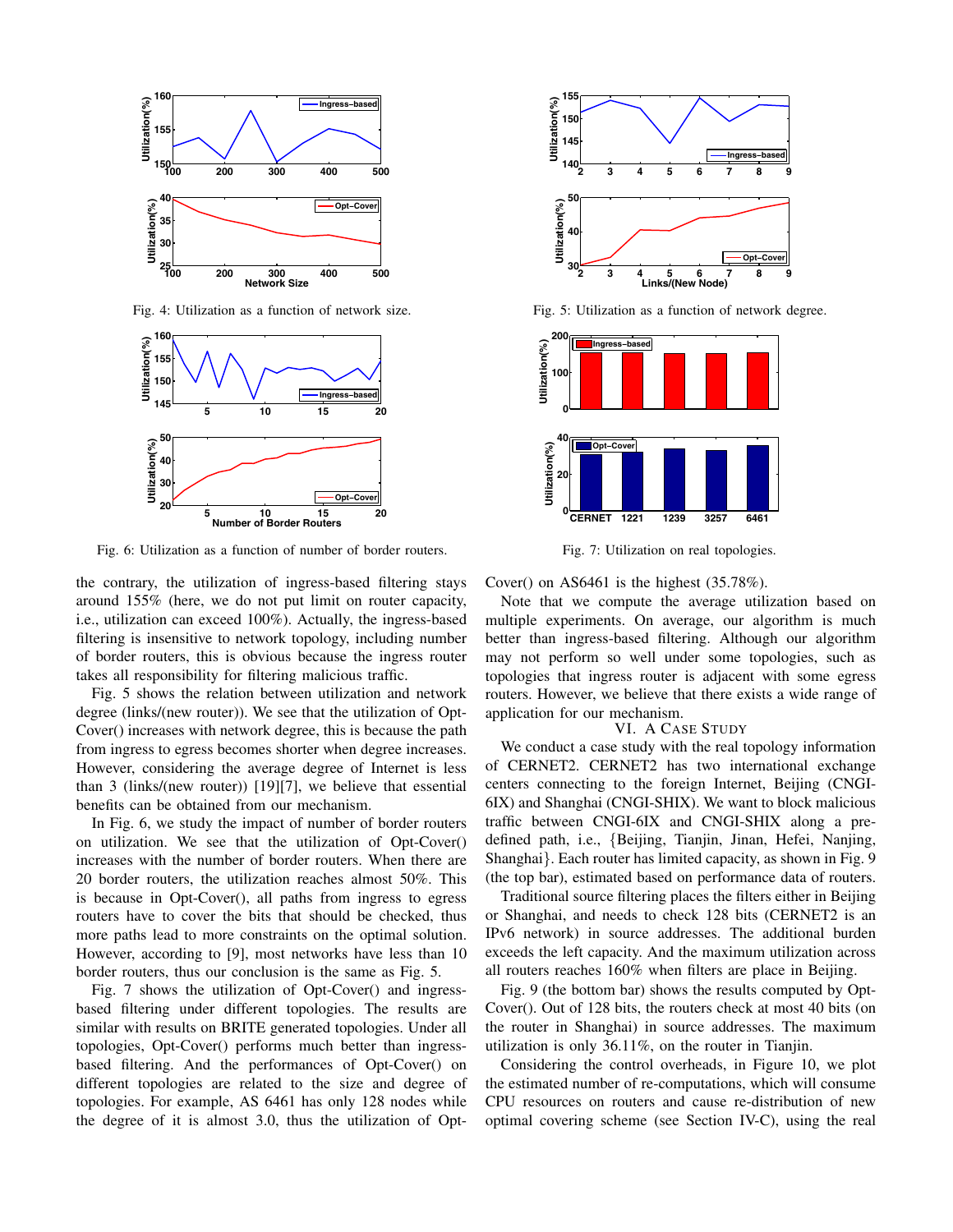Fig. 4: Utilization as a function of network size.

Fig. 5: Utilization as a function of network degree.

Fig. 6: Utilization as a function of number of border routers.

Fig. 7: Utilization on real topologies.

the contrary, the utilization of ingress-based filtering stays around 155% (here, we do not put limit on router capacity, i.e., utilization can exceed 100%). Actually, the ingress-based filtering is insensitive to network topology, including number of border routers, this is obvious because the ingress router takes all responsibility for filtering malicious traffic.

Fig. 5 shows the relation between utilization and network degree (links/(new router)). We see that the utilization of Opt-Cover() increases with network degree, this is because the path from ingress to egress becomes shorter when degree increases. However, considering the average degree of Internet is less than 3 (links/(new router)) [19][7], we believe that essential benefits can be obtained from our mechanism.

In Fig. 6, we study the impact of number of border routers on utilization. We see that the utilization of Opt-Cover() increases with the number of border routers. When there are 20 border routers, the utilization reaches almost 50%. This is because in Opt-Cover(), all paths from ingress to egress routers have to cover the bits that should be checked, thus more paths lead to more constraints on the optimal solution. However, according to [9], most networks have less than 10 border routers, thus our conclusion is the same as Fig. 5.

Fig. 7 shows the utilization of Opt-Cover() and ingress-based filtering under different topologies. The results are similar with results on BRITE generated topologies. Under all topologies, Opt-Cover() performs much better than ingress-based filtering. And the performances of Opt-Cover() on different topologies are related to the size and degree of topologies. For example, AS 6461 has only 128 nodes while the degree of it is almost 3.0, thus the utilization of Opt-Cover() on AS6461 is the highest (35.78%).

Note that we compute the average utilization based on multiple experiments. On average, our algorithm is much better than ingress-based filtering. Although our algorithm may not perform so well under some topologies, such as topologies that ingress router is adjacent with some egress routers. However, we believe that there exists a wide range of application for our mechanism.

## VI. A Case Study

We conduct a case study with the real topology information of CERNET2. CERNET2 has two international exchange centers connecting to the foreign Internet, Beijing (CNGI-6IX) and Shanghai (CNGI-SHIX). We want to block malicious traffic between CNGI-6IX and CNGI-SHIX along a pre-defined path, i.e., {Beijing, Tianjin, Jinan, Hefei, Nanjing, Shanghai}. Each router has limited capacity, as shown in Fig. 9 (the top bar), estimated based on performance data of routers.

Traditional source filtering places the filters either in Beijing or Shanghai, and needs to check 128 bits (CERNET2 is an IPv6 network) in source addresses. The additional burden exceeds the left capacity. And the maximum utilization across all routers reaches 160% when filters are place in Beijing.

Fig. 9 (the bottom bar) shows the results computed by Opt-Cover(). Out of 128 bits, the routers check at most 40 bits (on the router in Shanghai) in source addresses. The maximum utilization is only 36.11%, on the router in Tianjin.

Considering the control overheads, in Figure 10, we plot the estimated number of re-computations, which will consume CPU resources on routers and cause re-distribution of new optimal covering scheme (see Section IV-C), using the real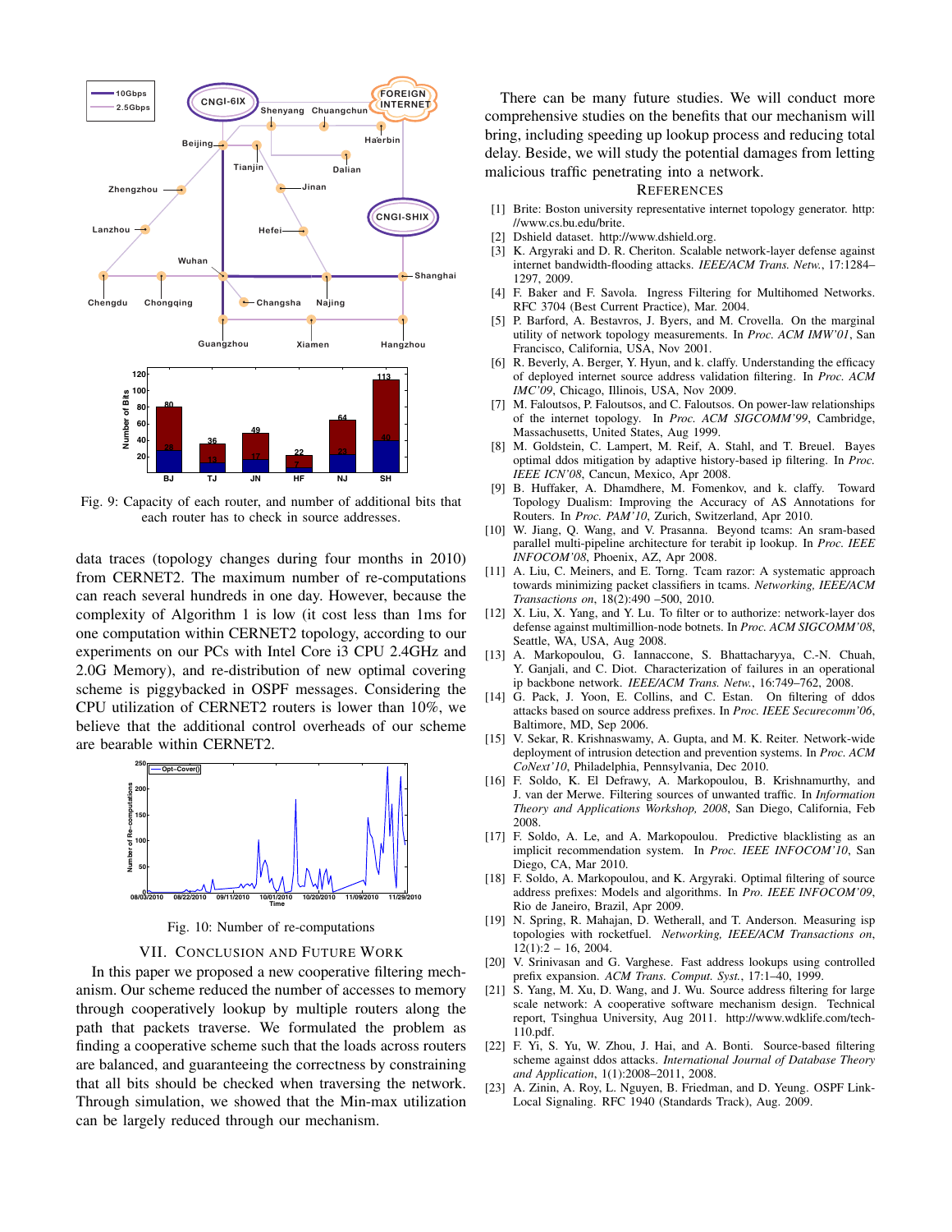10Gbps
2.5Gbps
CNGI-6IX
FOREIGN INTERNET
Shenyang
Chuangchun
Harbin
Beijing
Tianjin
Dalian
Zhengzhou
Jinan
CNGI-SHIX
Lanzhou
Hefei
Wuhan
Shanghai
Chengdu
Chongqing
Changsha
Najing
Guangzhou
Xiamen
Hangzhou

Number of Bits
120
100
80
60
40
20
80
28
36
13
49
17
22
7
64
23
113
41
BJ
TJ
JN
HF
NJ
SH

Fig. 9: Capacity of each router, and number of additional bits that each router has to check in source addresses.

data traces (topology changes during four months in 2010) from CERNET2. The maximum number of re-computations can reach several hundreds in one day. However, because the complexity of Algorithm 1 is low (it cost less than 1ms for one computation within CERNET2 topology, according to our experiments on our PCs with Intel Core i3 CPU 2.4GHz and 2.0G Memory), and re-distribution of new optimal covering scheme is piggybacked in OSPF messages. Considering the CPU utilization of CERNET2 routers is lower than 10%, we believe that the additional control overheads of our scheme are bearable within CERNET2.

Opt-Cover()
Number of Re-computations
250
200
150
100
50
0
08/03/2010
08/22/2010
09/11/2010
10/01/2010
10/20/2010
11/09/2010
11/29/2010
Time

Fig. 10: Number of re-computations

## VII. Conclusion and Future Work

In this paper we proposed a new cooperative filtering mechanism. Our scheme reduced the number of accesses to memory through cooperatively lookup by multiple routers along the path that packets traverse. We formulated the problem as finding a cooperative scheme such that the loads across routers are balanced, and guaranteeing the correctness by constraining that all bits should be checked when traversing the network. Through simulation, we showed that the Min-max utilization can be largely reduced through our mechanism.

There can be many future studies. We will conduct more comprehensive studies on the benefits that our mechanism will bring, including speeding up lookup process and reducing total delay. Beside, we will study the potential damages from letting malicious traffic penetrating into a network.

## References

[1] Brite: Boston university representative internet topology generator. http://www.cs.bu.edu/brite.

[2] Dshield dataset. http://www.dshield.org.

[3] K. Argyraki and D. R. Cheriton. Scalable network-layer defense against internet bandwidth-flooding attacks. *IEEE/ACM Trans. Netw.*, 17:1284–1297, 2009.

[4] F. Baker and F. Savola. Ingress Filtering for Multihomed Networks. RFC 3704 (Best Current Practice), Mar. 2004.

[5] P. Barford, A. Bestavros, J. Byers, and M. Crovella. On the marginal utility of network topology measurements. In *Proc. ACM IMW'01*, San Francisco, California, USA, Nov 2001.

[6] R. Beverly, A. Berger, Y. Hyun, and k. claffy. Understanding the efficacy of deployed internet source address validation filtering. In *Proc. ACM IMC'09*, Chicago, Illinois, USA, Nov 2009.

[7] M. Faloutsos, P. Faloutsos, and C. Faloutsos. On power-law relationships of the internet topology. In *Proc. ACM SIGCOMM'99*, Cambridge, Massachusetts, United States, Aug 1999.

[8] M. Goldstein, C. Lampert, M. Reif, A. Stahl, and T. Breuel. Bayes optimal ddos mitigation by adaptive history-based ip filtering. In *Proc. IEEE ICN'08*, Cancun, Mexico, Apr 2008.

[9] B. Huffaker, A. Dhamdhere, M. Fomenkov, and k. claffy. Toward Topology Dualism: Improving the Accuracy of AS Annotations for Routers. In *Proc. PAM'10*, Zurich, Switzerland, Apr 2010.

[10] W. Jiang, Q. Wang, and V. Prasanna. Beyond tcams: An sram-based parallel multi-pipeline architecture for terabit ip lookup. In *Proc. IEEE INFOCOM'08*, Phoenix, AZ, Apr 2008.

[11] A. Liu, C. Meiners, and E. Torng. Tcam razor: A systematic approach towards minimizing packet classifiers in tcams. *Networking, IEEE/ACM Transactions on*, 18(2):490 –500, 2010.

[12] X. Liu, X. Yang, and Y. Lu. To filter or to authorize: network-layer dos defense against multimillion-node botnets. In *Proc. ACM SIGCOMM'08*, Seattle, WA, USA, Aug 2008.

[13] A. Markopoulou, G. Iannaccone, S. Bhattacharyya, C.-N. Chuah, Y. Ganjali, and C. Diot. Characterization of failures in an operational ip backbone network. *IEEE/ACM Trans. Netw.*, 16:749–762, 2008.

[14] G. Pack, J. Yoon, E. Collins, and C. Estan. On filtering of ddos attacks based on source address prefixes. In *Proc. IEEE Securecomm'06*, Baltimore, MD, Sep 2006.

[15] V. Sekar, R. Krishnaswamy, A. Gupta, and M. K. Reiter. Network-wide deployment of intrusion detection and prevention systems. In *Proc. ACM CoNext'10*, Philadelphia, Pennsylvania, Dec 2010.

[16] F. Soldo, K. El Defrawy, A. Markopoulou, B. Krishnamurthy, and J. van der Merwe. Filtering sources of unwanted traffic. In *Information Theory and Applications Workshop, 2008*, San Diego, California, Feb 2008.

[17] F. Soldo, A. Le, and A. Markopoulou. Predictive blacklisting as an implicit recommendation system. In *Proc. IEEE INFOCOM'10*, San Diego, CA, Mar 2010.

[18] F. Soldo, A. Markopoulou, and K. Argyraki. Optimal filtering of source address prefixes: Models and algorithms. In *Pro. IEEE INFOCOM'09*, Rio de Janeiro, Brazil, Apr 2009.

[19] N. Spring, R. Mahajan, D. Wetherall, and T. Anderson. Measuring isp topologies with rocketfuel. *Networking, IEEE/ACM Transactions on*, 12(1):2 – 16, 2004.

[20] V. Srinivasan and G. Varghese. Fast address lookups using controlled prefix expansion. *ACM Trans. Comput. Syst.*, 17:1–40, 1999.

[21] S. Yang, M. Xu, D. Wang, and J. Wu. Source address filtering for large scale network: A cooperative software mechanism design. Technical report, Tsinghua University, Aug 2011. http://www.wdklife.com/tech-110.pdf.

[22] F. Yi, S. Yu, W. Zhou, J. Hai, and A. Bonti. Source-based filtering scheme against ddos attacks. *International Journal of Database Theory and Application*, 1(1):2008–2011, 2008.

[23] A. Zinin, A. Roy, L. Nguyen, B. Friedman, and D. Yeung. OSPF Link-Local Signaling. RFC 1940 (Standards Track), Aug. 2009.